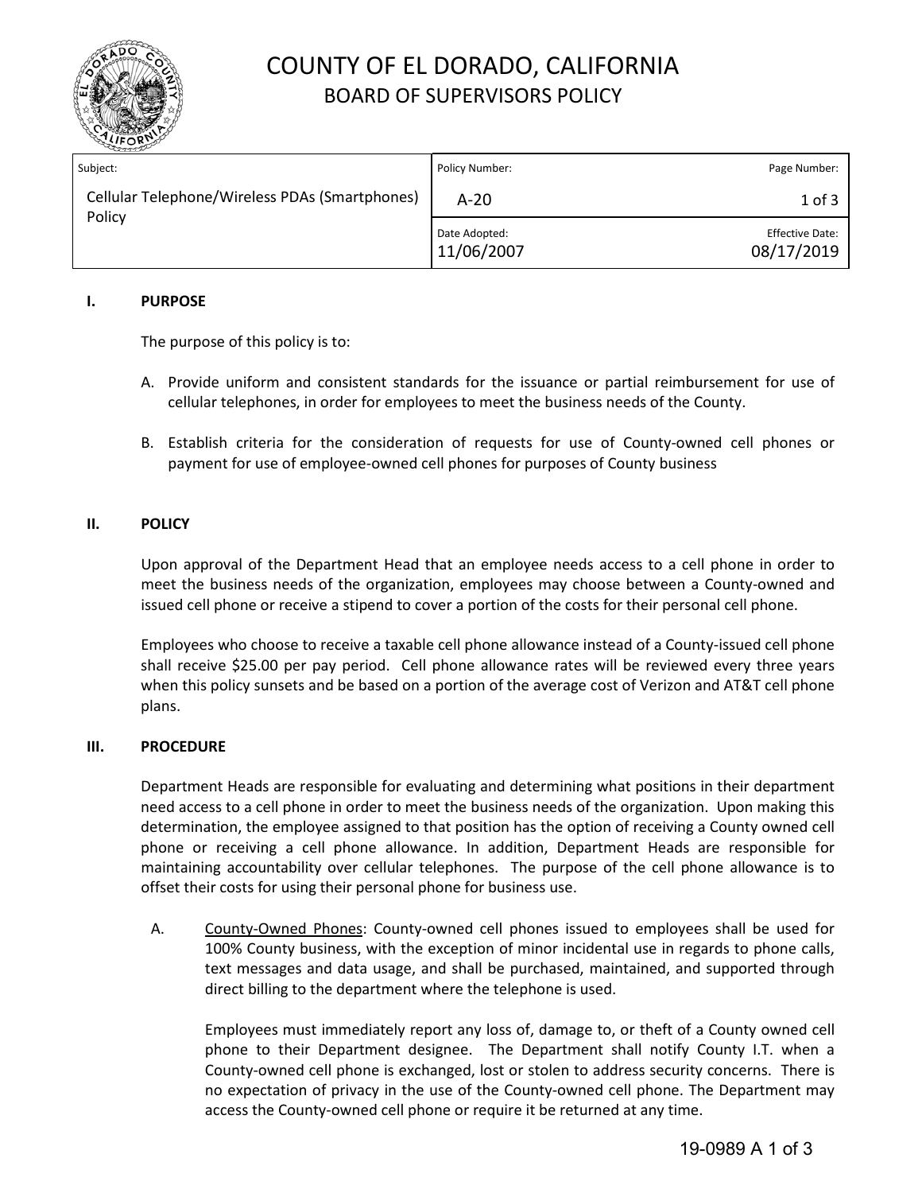# COUNTY OF EL DORADO, CALIFORNIA

## BOARD OF SUPERVISORS POLICY

| Subject: | Policy Number: | Page Number: |
| --- | --- | --- |
| Cellular Telephone/Wireless PDAs (Smartphones) Policy | A-20 | 1 of 3 |
| | Date Adopted: 11/06/2007 | Effective Date: 08/17/2019 |

### I. PURPOSE

The purpose of this policy is to:

A. Provide uniform and consistent standards for the issuance or partial reimbursement for use of cellular telephones, in order for employees to meet the business needs of the County.

B. Establish criteria for the consideration of requests for use of County-owned cell phones or payment for use of employee-owned cell phones for purposes of County business

### II. POLICY

Upon approval of the Department Head that an employee needs access to a cell phone in order to meet the business needs of the organization, employees may choose between a County-owned and issued cell phone or receive a stipend to cover a portion of the costs for their personal cell phone.

Employees who choose to receive a taxable cell phone allowance instead of a County-issued cell phone shall receive $25.00 per pay period. Cell phone allowance rates will be reviewed every three years when this policy sunsets and be based on a portion of the average cost of Verizon and AT&T cell phone plans.

### III. PROCEDURE

Department Heads are responsible for evaluating and determining what positions in their department need access to a cell phone in order to meet the business needs of the organization. Upon making this determination, the employee assigned to that position has the option of receiving a County owned cell phone or receiving a cell phone allowance. In addition, Department Heads are responsible for maintaining accountability over cellular telephones. The purpose of the cell phone allowance is to offset their costs for using their personal phone for business use.

A. County-Owned Phones: County-owned cell phones issued to employees shall be used for 100% County business, with the exception of minor incidental use in regards to phone calls, text messages and data usage, and shall be purchased, maintained, and supported through direct billing to the department where the telephone is used.

Employees must immediately report any loss of, damage to, or theft of a County owned cell phone to their Department designee. The Department shall notify County I.T. when a County-owned cell phone is exchanged, lost or stolen to address security concerns. There is no expectation of privacy in the use of the County-owned cell phone. The Department may access the County-owned cell phone or require it be returned at any time.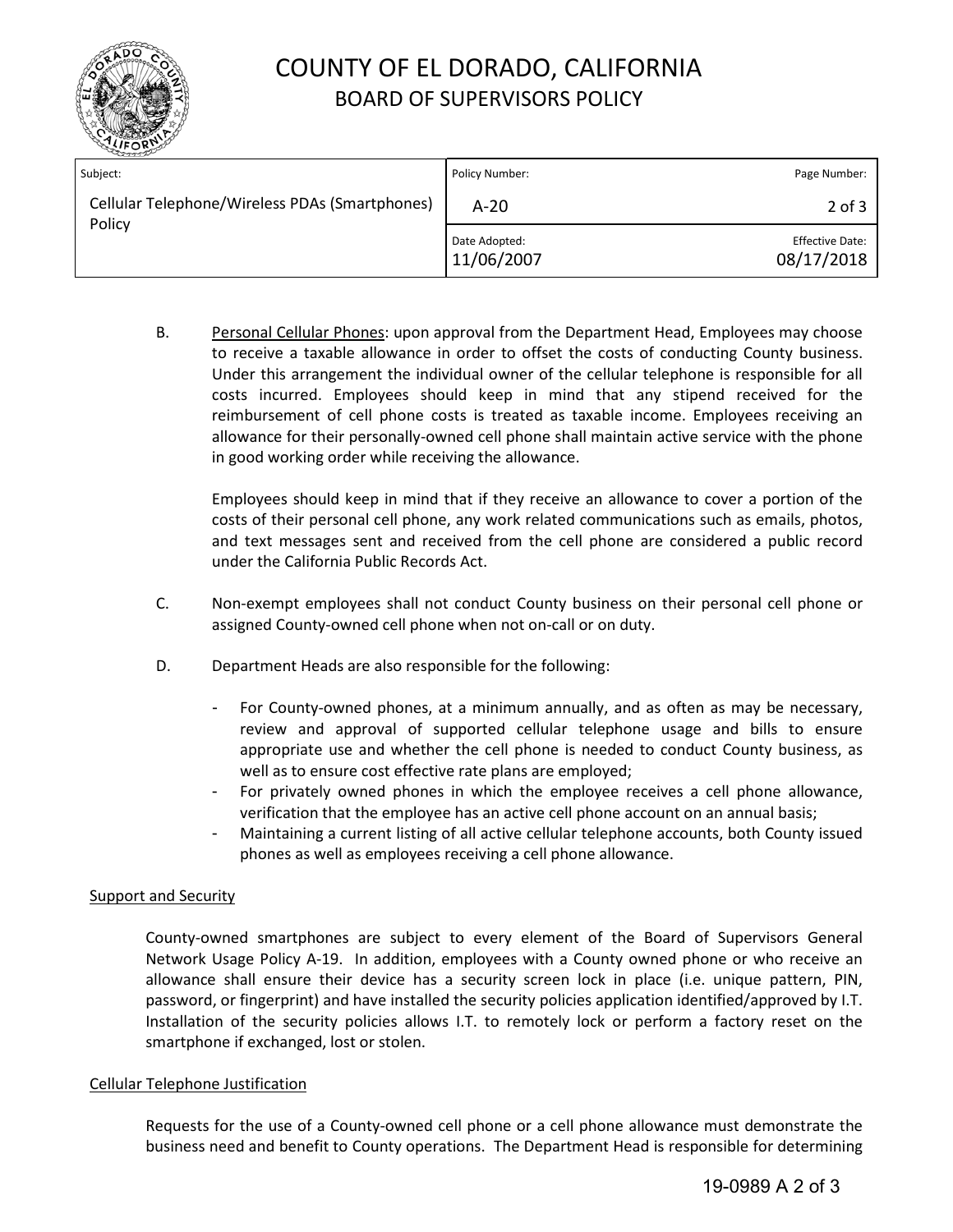| Subject: | Policy Number: | Page Number: |
|---|---|---|
| Cellular Telephone/Wireless PDAs (Smartphones) Policy | A-20 | 2 of 3 |
| | Date Adopted: 11/06/2007 | Effective Date: 08/17/2018 |

B. Personal Cellular Phones: upon approval from the Department Head, Employees may choose to receive a taxable allowance in order to offset the costs of conducting County business. Under this arrangement the individual owner of the cellular telephone is responsible for all costs incurred. Employees should keep in mind that any stipend received for the reimbursement of cell phone costs is treated as taxable income. Employees receiving an allowance for their personally-owned cell phone shall maintain active service with the phone in good working order while receiving the allowance.

   Employees should keep in mind that if they receive an allowance to cover a portion of the costs of their personal cell phone, any work related communications such as emails, photos, and text messages sent and received from the cell phone are considered a public record under the California Public Records Act.

C. Non-exempt employees shall not conduct County business on their personal cell phone or assigned County-owned cell phone when not on-call or on duty.

D. Department Heads are also responsible for the following:

   - For County-owned phones, at a minimum annually, and as often as may be necessary, review and approval of supported cellular telephone usage and bills to ensure appropriate use and whether the cell phone is needed to conduct County business, as well as to ensure cost effective rate plans are employed;
   - For privately owned phones in which the employee receives a cell phone allowance, verification that the employee has an active cell phone account on an annual basis;
   - Maintaining a current listing of all active cellular telephone accounts, both County issued phones as well as employees receiving a cell phone allowance.

## Support and Security

County-owned smartphones are subject to every element of the Board of Supervisors General Network Usage Policy A-19. In addition, employees with a County owned phone or who receive an allowance shall ensure their device has a security screen lock in place (i.e. unique pattern, PIN, password, or fingerprint) and have installed the security policies application identified/approved by I.T. Installation of the security policies allows I.T. to remotely lock or perform a factory reset on the smartphone if exchanged, lost or stolen.

## Cellular Telephone Justification

Requests for the use of a County-owned cell phone or a cell phone allowance must demonstrate the business need and benefit to County operations. The Department Head is responsible for determining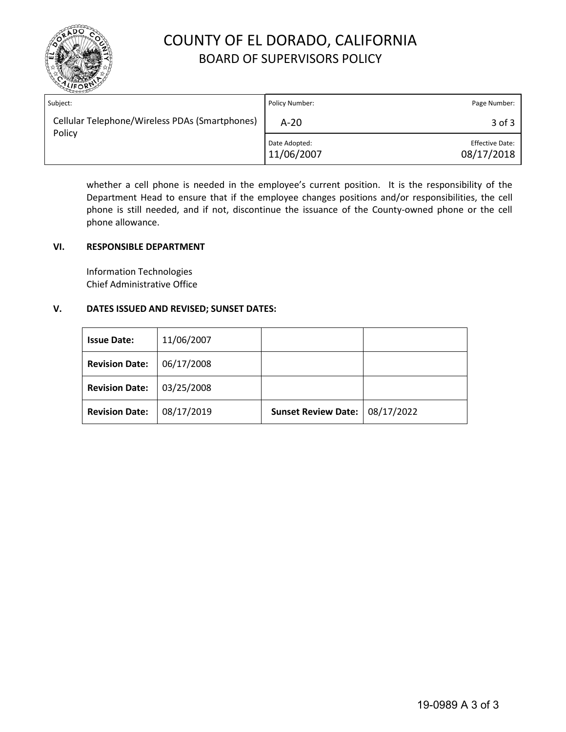# COUNTY OF EL DORADO, CALIFORNIA
## BOARD OF SUPERVISORS POLICY

| Subject: | Policy Number: | Page Number: |
|---|---|---|
| Cellular Telephone/Wireless PDAs (Smartphones) Policy | A-20 | 3 of 3 |
| | Date Adopted: 11/06/2007 | Effective Date: 08/17/2018 |

whether a cell phone is needed in the employee's current position. It is the responsibility of the Department Head to ensure that if the employee changes positions and/or responsibilities, the cell phone is still needed, and if not, discontinue the issuance of the County-owned phone or the cell phone allowance.

### VI. RESPONSIBLE DEPARTMENT

Information Technologies
Chief Administrative Office

### V. DATES ISSUED AND REVISED; SUNSET DATES:

| | | | |
|---|---|---|---|
| **Issue Date:** | 11/06/2007 | | |
| **Revision Date:** | 06/17/2008 | | |
| **Revision Date:** | 03/25/2008 | | |
| **Revision Date:** | 08/17/2019 | **Sunset Review Date:** | 08/17/2022 |

19-0989 A 3 of 3